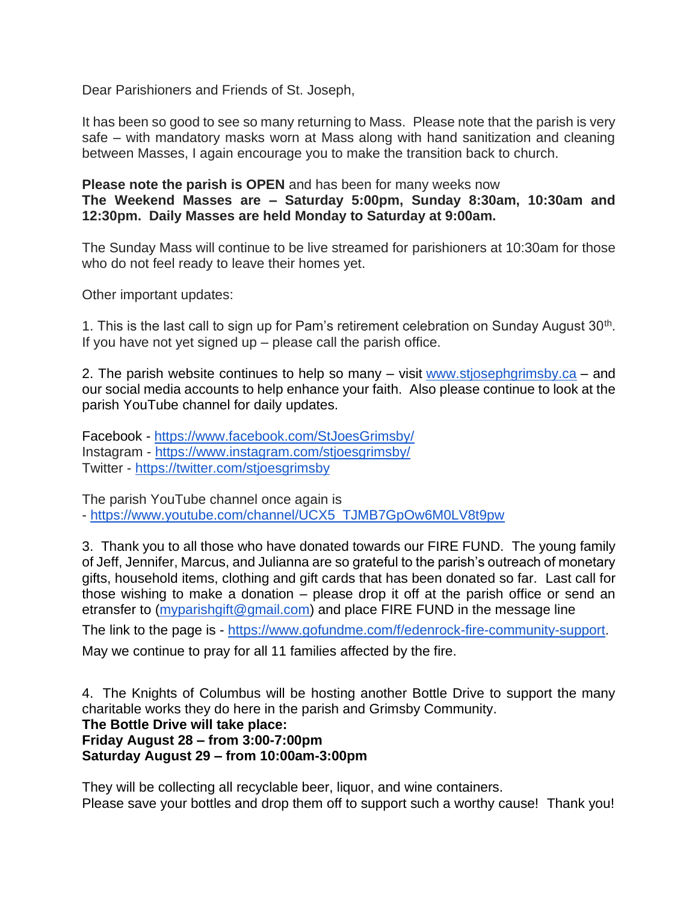Dear Parishioners and Friends of St. Joseph,

It has been so good to see so many returning to Mass. Please note that the parish is very safe – with mandatory masks worn at Mass along with hand sanitization and cleaning between Masses, I again encourage you to make the transition back to church.

**Please note the parish is OPEN** and has been for many weeks now
**The Weekend Masses are – Saturday 5:00pm, Sunday 8:30am, 10:30am and 12:30pm. Daily Masses are held Monday to Saturday at 9:00am.**

The Sunday Mass will continue to be live streamed for parishioners at 10:30am for those who do not feel ready to leave their homes yet.

Other important updates:

1. This is the last call to sign up for Pam's retirement celebration on Sunday August 30th. If you have not yet signed up – please call the parish office.

2. The parish website continues to help so many – visit www.stjosephgrimsby.ca – and our social media accounts to help enhance your faith. Also please continue to look at the parish YouTube channel for daily updates.

Facebook - https://www.facebook.com/StJoesGrimsby/
Instagram - https://www.instagram.com/stjoesgrimsby/
Twitter - https://twitter.com/stjoesgrimsby

The parish YouTube channel once again is
- https://www.youtube.com/channel/UCX5_TJMB7GpOw6M0LV8t9pw

3. Thank you to all those who have donated towards our FIRE FUND. The young family of Jeff, Jennifer, Marcus, and Julianna are so grateful to the parish's outreach of monetary gifts, household items, clothing and gift cards that has been donated so far. Last call for those wishing to make a donation – please drop it off at the parish office or send an etransfer to (myparishgift@gmail.com) and place FIRE FUND in the message line

The link to the page is - https://www.gofundme.com/f/edenrock-fire-community-support.

May we continue to pray for all 11 families affected by the fire.

4. The Knights of Columbus will be hosting another Bottle Drive to support the many charitable works they do here in the parish and Grimsby Community.
**The Bottle Drive will take place:**
**Friday August 28 – from 3:00-7:00pm**
**Saturday August 29 – from 10:00am-3:00pm**

They will be collecting all recyclable beer, liquor, and wine containers.
Please save your bottles and drop them off to support such a worthy cause! Thank you!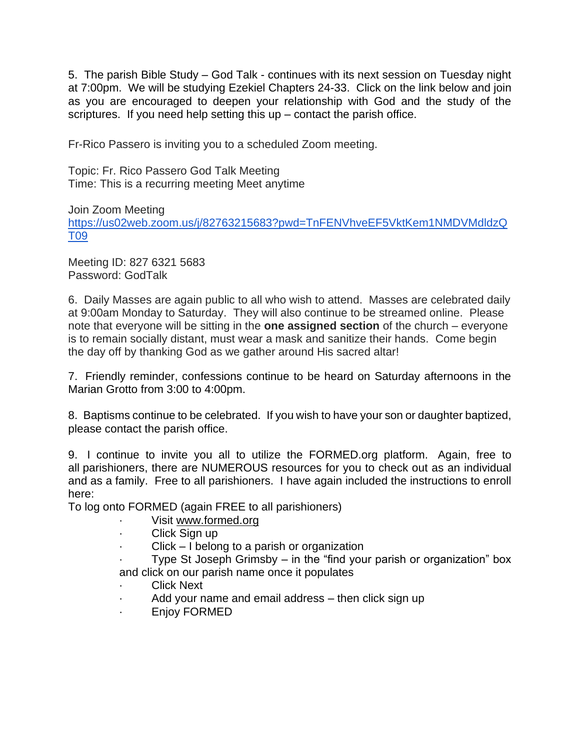5. The parish Bible Study – God Talk - continues with its next session on Tuesday night at 7:00pm. We will be studying Ezekiel Chapters 24-33. Click on the link below and join as you are encouraged to deepen your relationship with God and the study of the scriptures. If you need help setting this up – contact the parish office.

Fr-Rico Passero is inviting you to a scheduled Zoom meeting.

Topic: Fr. Rico Passero God Talk Meeting
Time: This is a recurring meeting Meet anytime

Join Zoom Meeting
https://us02web.zoom.us/j/82763215683?pwd=TnFENVhveEF5VktKem1NMDVMdldzQT09

Meeting ID: 827 6321 5683
Password: GodTalk

6. Daily Masses are again public to all who wish to attend. Masses are celebrated daily at 9:00am Monday to Saturday. They will also continue to be streamed online. Please note that everyone will be sitting in the **one assigned section** of the church – everyone is to remain socially distant, must wear a mask and sanitize their hands. Come begin the day off by thanking God as we gather around His sacred altar!

7. Friendly reminder, confessions continue to be heard on Saturday afternoons in the Marian Grotto from 3:00 to 4:00pm.

8. Baptisms continue to be celebrated. If you wish to have your son or daughter baptized, please contact the parish office.

9. I continue to invite you all to utilize the FORMED.org platform. Again, free to all parishioners, there are NUMEROUS resources for you to check out as an individual and as a family. Free to all parishioners. I have again included the instructions to enroll here:

To log onto FORMED (again FREE to all parishioners)

- Visit www.formed.org
- Click Sign up
- Click – I belong to a parish or organization
- Type St Joseph Grimsby – in the "find your parish or organization" box and click on our parish name once it populates
- Click Next
- Add your name and email address – then click sign up
- Enjoy FORMED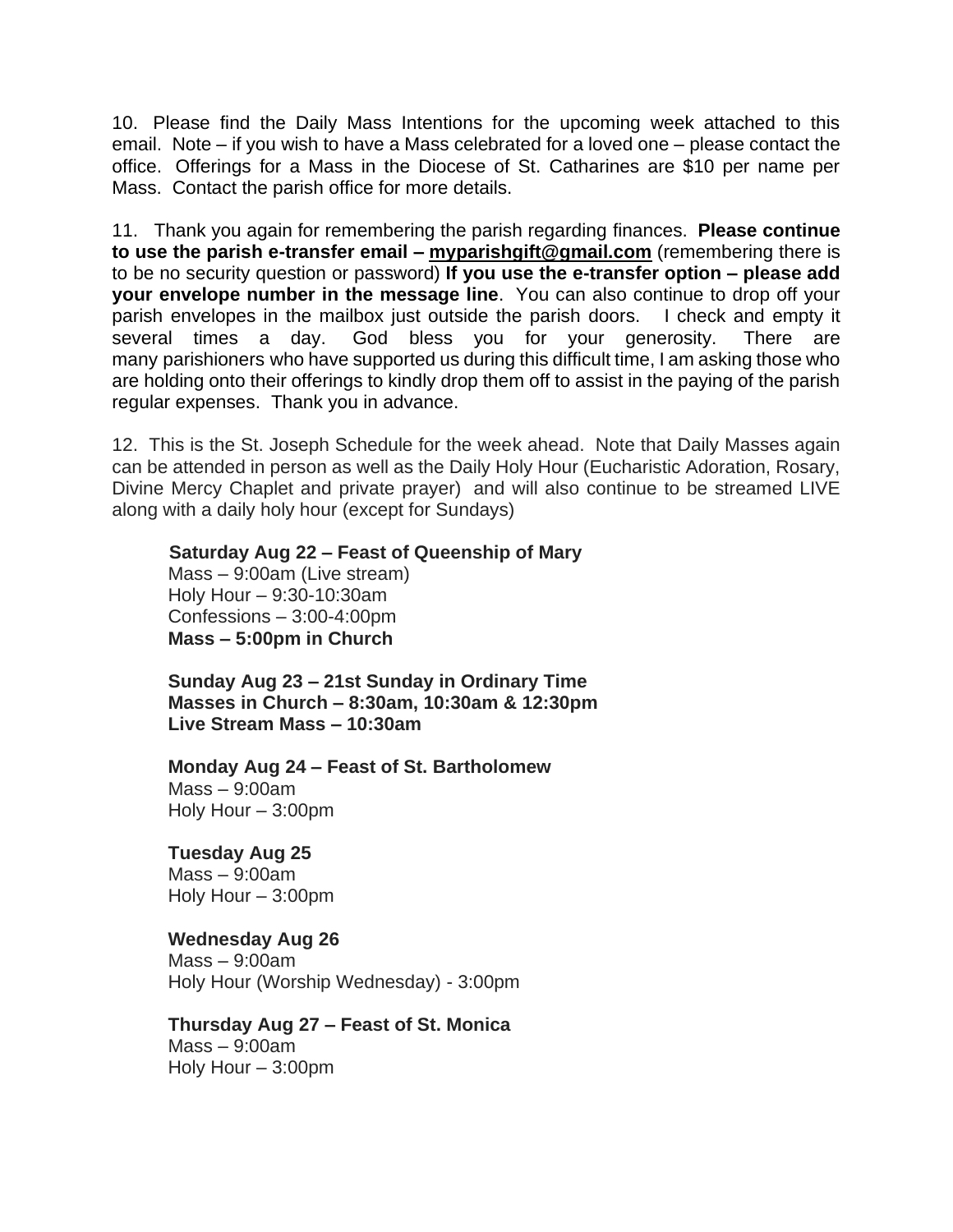10. Please find the Daily Mass Intentions for the upcoming week attached to this email. Note – if you wish to have a Mass celebrated for a loved one – please contact the office. Offerings for a Mass in the Diocese of St. Catharines are $10 per name per Mass. Contact the parish office for more details.

11. Thank you again for remembering the parish regarding finances. **Please continue to use the parish e-transfer email – myparishgift@gmail.com** (remembering there is to be no security question or password) **If you use the e-transfer option – please add your envelope number in the message line**. You can also continue to drop off your parish envelopes in the mailbox just outside the parish doors. I check and empty it several times a day. God bless you for your generosity. There are many parishioners who have supported us during this difficult time, I am asking those who are holding onto their offerings to kindly drop them off to assist in the paying of the parish regular expenses. Thank you in advance.

12. This is the St. Joseph Schedule for the week ahead. Note that Daily Masses again can be attended in person as well as the Daily Holy Hour (Eucharistic Adoration, Rosary, Divine Mercy Chaplet and private prayer) and will also continue to be streamed LIVE along with a daily holy hour (except for Sundays)

**Saturday Aug 22 – Feast of Queenship of Mary**
Mass – 9:00am (Live stream)
Holy Hour – 9:30-10:30am
Confessions – 3:00-4:00pm
**Mass – 5:00pm in Church**

**Sunday Aug 23 – 21st Sunday in Ordinary Time**
**Masses in Church – 8:30am, 10:30am & 12:30pm**
**Live Stream Mass – 10:30am**

**Monday Aug 24 – Feast of St. Bartholomew**
Mass – 9:00am
Holy Hour – 3:00pm

**Tuesday Aug 25**
Mass – 9:00am
Holy Hour – 3:00pm

**Wednesday Aug 26**
Mass – 9:00am
Holy Hour (Worship Wednesday) - 3:00pm

**Thursday Aug 27 – Feast of St. Monica**
Mass – 9:00am
Holy Hour – 3:00pm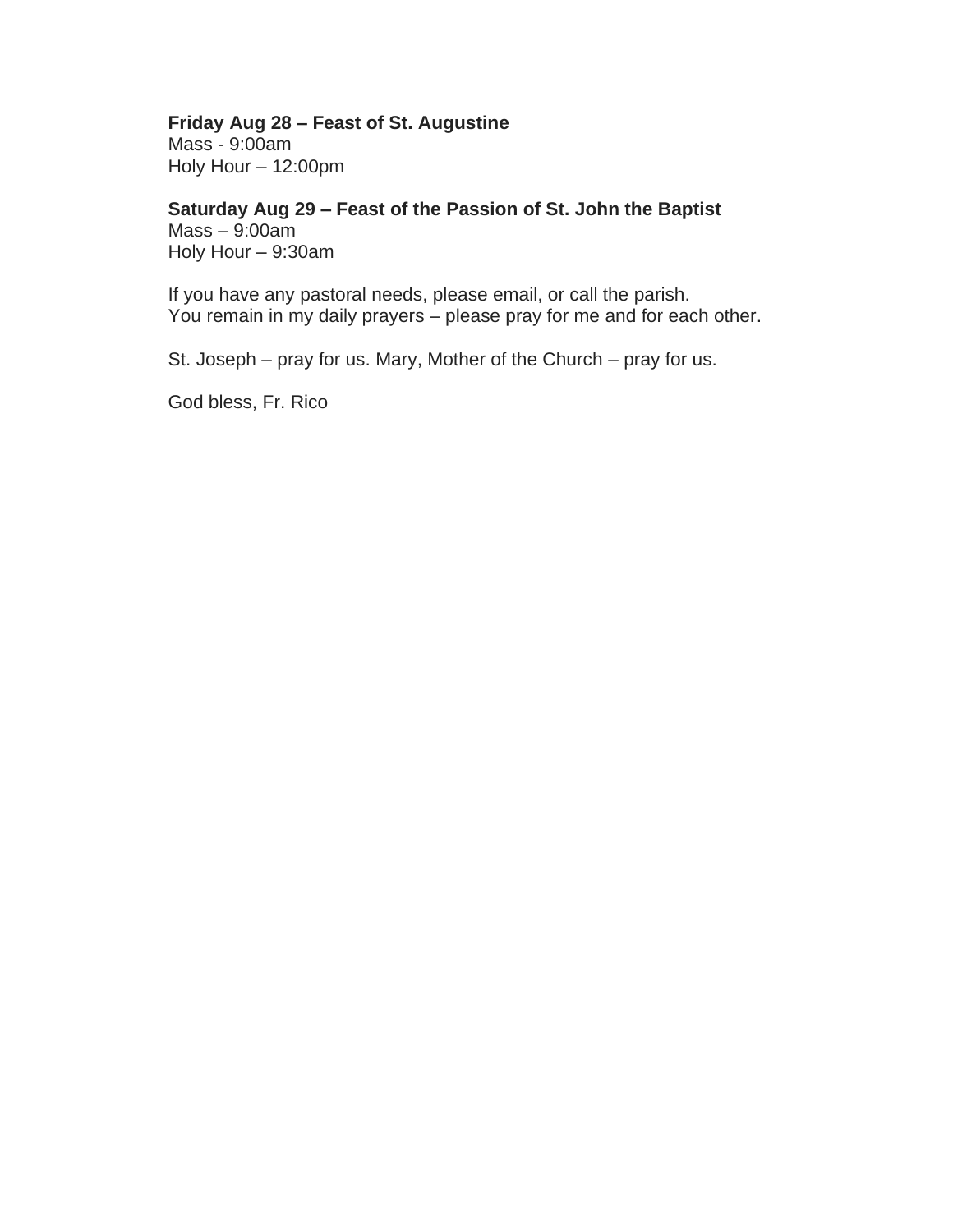**Friday Aug 28 – Feast of St. Augustine**
Mass - 9:00am
Holy Hour – 12:00pm

**Saturday Aug 29 – Feast of the Passion of St. John the Baptist**
Mass – 9:00am
Holy Hour – 9:30am

If you have any pastoral needs, please email, or call the parish.
You remain in my daily prayers – please pray for me and for each other.

St. Joseph – pray for us. Mary, Mother of the Church – pray for us.

God bless, Fr. Rico